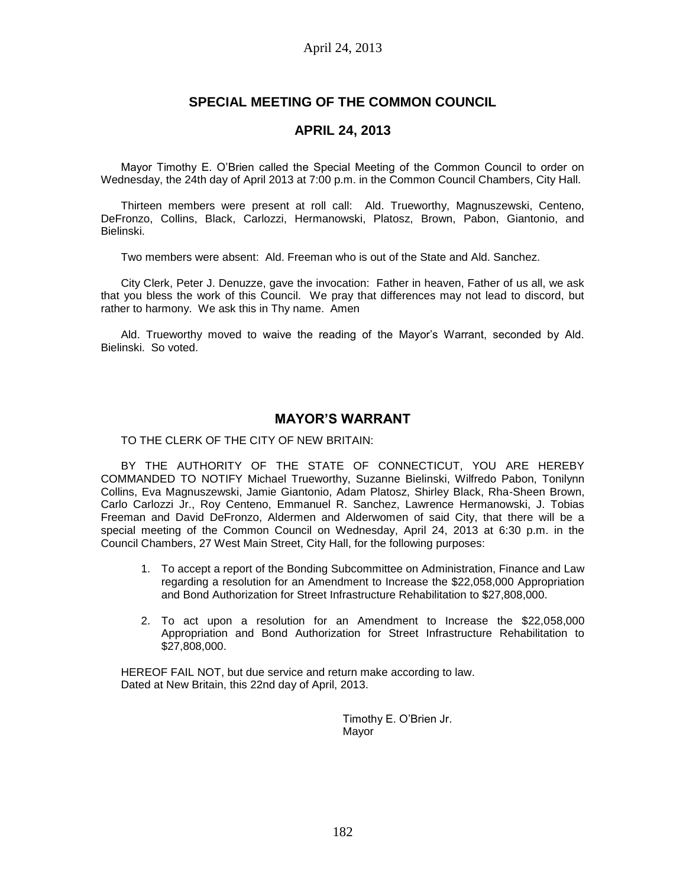## SPECIAL MEETING OF THE COMMON COUNCIL

## APRIL 24, 2013

Mayor Timothy E. O'Brien called the Special Meeting of the Common Council to order on Wednesday, the 24th day of April 2013 at 7:00 p.m. in the Common Council Chambers, City Hall.

Thirteen members were present at roll call: Ald. Trueworthy, Magnuszewski, Centeno, DeFronzo, Collins, Black, Carlozzi, Hermanowski, Platosz, Brown, Pabon, Giantonio, and Bielinski.

Two members were absent: Ald. Freeman who is out of the State and Ald. Sanchez.

City Clerk, Peter J. Denuzze, gave the invocation: Father in heaven, Father of us all, we ask that you bless the work of this Council. We pray that differences may not lead to discord, but rather to harmony. We ask this in Thy name. Amen

Ald. Trueworthy moved to waive the reading of the Mayor's Warrant, seconded by Ald. Bielinski. So voted.

## MAYOR'S WARRANT

TO THE CLERK OF THE CITY OF NEW BRITAIN:

BY THE AUTHORITY OF THE STATE OF CONNECTICUT, YOU ARE HEREBY COMMANDED TO NOTIFY Michael Trueworthy, Suzanne Bielinski, Wilfredo Pabon, Tonilynn Collins, Eva Magnuszewski, Jamie Giantonio, Adam Platosz, Shirley Black, Rha-Sheen Brown, Carlo Carlozzi Jr., Roy Centeno, Emmanuel R. Sanchez, Lawrence Hermanowski, J. Tobias Freeman and David DeFronzo, Aldermen and Alderwomen of said City, that there will be a special meeting of the Common Council on Wednesday, April 24, 2013 at 6:30 p.m. in the Council Chambers, 27 West Main Street, City Hall, for the following purposes:

1. To accept a report of the Bonding Subcommittee on Administration, Finance and Law regarding a resolution for an Amendment to Increase the $22,058,000 Appropriation and Bond Authorization for Street Infrastructure Rehabilitation to $27,808,000.
2. To act upon a resolution for an Amendment to Increase the $22,058,000 Appropriation and Bond Authorization for Street Infrastructure Rehabilitation to $27,808,000.

HEREOF FAIL NOT, but due service and return make according to law.
Dated at New Britain, this 22nd day of April, 2013.

Timothy E. O'Brien Jr.
Mayor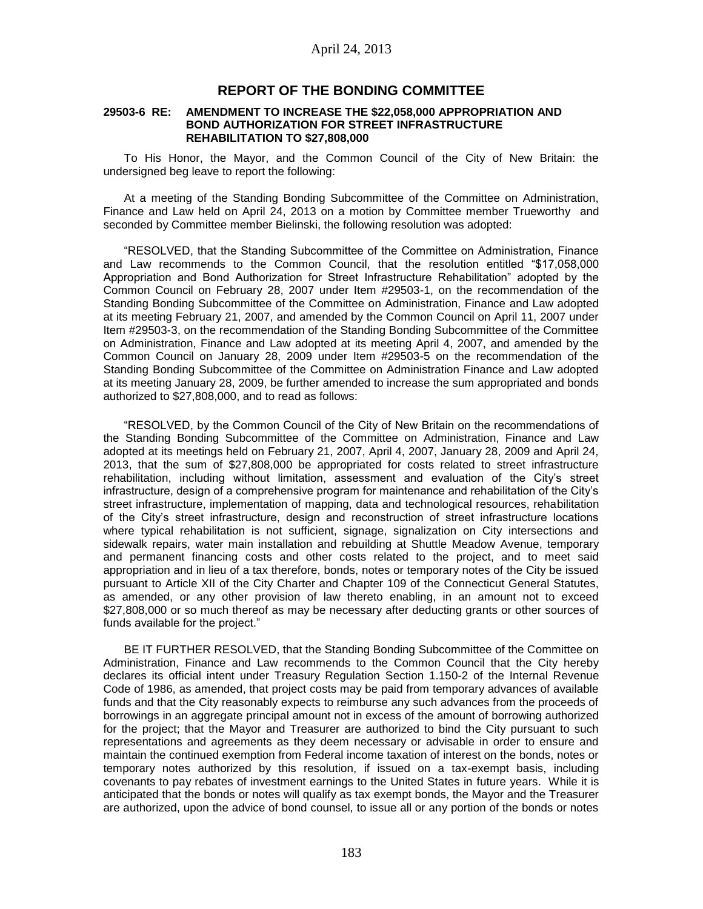## REPORT OF THE BONDING COMMITTEE

**29503-6 RE: AMENDMENT TO INCREASE THE $22,058,000 APPROPRIATION AND BOND AUTHORIZATION FOR STREET INFRASTRUCTURE REHABILITATION TO $27,808,000**

To His Honor, the Mayor, and the Common Council of the City of New Britain: the undersigned beg leave to report the following:

At a meeting of the Standing Bonding Subcommittee of the Committee on Administration, Finance and Law held on April 24, 2013 on a motion by Committee member Trueworthy and seconded by Committee member Bielinski, the following resolution was adopted:

"RESOLVED, that the Standing Subcommittee of the Committee on Administration, Finance and Law recommends to the Common Council, that the resolution entitled "$17,058,000 Appropriation and Bond Authorization for Street Infrastructure Rehabilitation" adopted by the Common Council on February 28, 2007 under Item #29503-1, on the recommendation of the Standing Bonding Subcommittee of the Committee on Administration, Finance and Law adopted at its meeting February 21, 2007, and amended by the Common Council on April 11, 2007 under Item #29503-3, on the recommendation of the Standing Bonding Subcommittee of the Committee on Administration, Finance and Law adopted at its meeting April 4, 2007, and amended by the Common Council on January 28, 2009 under Item #29503-5 on the recommendation of the Standing Bonding Subcommittee of the Committee on Administration Finance and Law adopted at its meeting January 28, 2009, be further amended to increase the sum appropriated and bonds authorized to $27,808,000, and to read as follows:

"RESOLVED, by the Common Council of the City of New Britain on the recommendations of the Standing Bonding Subcommittee of the Committee on Administration, Finance and Law adopted at its meetings held on February 21, 2007, April 4, 2007, January 28, 2009 and April 24, 2013, that the sum of $27,808,000 be appropriated for costs related to street infrastructure rehabilitation, including without limitation, assessment and evaluation of the City's street infrastructure, design of a comprehensive program for maintenance and rehabilitation of the City's street infrastructure, implementation of mapping, data and technological resources, rehabilitation of the City's street infrastructure, design and reconstruction of street infrastructure locations where typical rehabilitation is not sufficient, signage, signalization on City intersections and sidewalk repairs, water main installation and rebuilding at Shuttle Meadow Avenue, temporary and permanent financing costs and other costs related to the project, and to meet said appropriation and in lieu of a tax therefore, bonds, notes or temporary notes of the City be issued pursuant to Article XII of the City Charter and Chapter 109 of the Connecticut General Statutes, as amended, or any other provision of law thereto enabling, in an amount not to exceed $27,808,000 or so much thereof as may be necessary after deducting grants or other sources of funds available for the project."

BE IT FURTHER RESOLVED, that the Standing Bonding Subcommittee of the Committee on Administration, Finance and Law recommends to the Common Council that the City hereby declares its official intent under Treasury Regulation Section 1.150-2 of the Internal Revenue Code of 1986, as amended, that project costs may be paid from temporary advances of available funds and that the City reasonably expects to reimburse any such advances from the proceeds of borrowings in an aggregate principal amount not in excess of the amount of borrowing authorized for the project; that the Mayor and Treasurer are authorized to bind the City pursuant to such representations and agreements as they deem necessary or advisable in order to ensure and maintain the continued exemption from Federal income taxation of interest on the bonds, notes or temporary notes authorized by this resolution, if issued on a tax-exempt basis, including covenants to pay rebates of investment earnings to the United States in future years. While it is anticipated that the bonds or notes will qualify as tax exempt bonds, the Mayor and the Treasurer are authorized, upon the advice of bond counsel, to issue all or any portion of the bonds or notes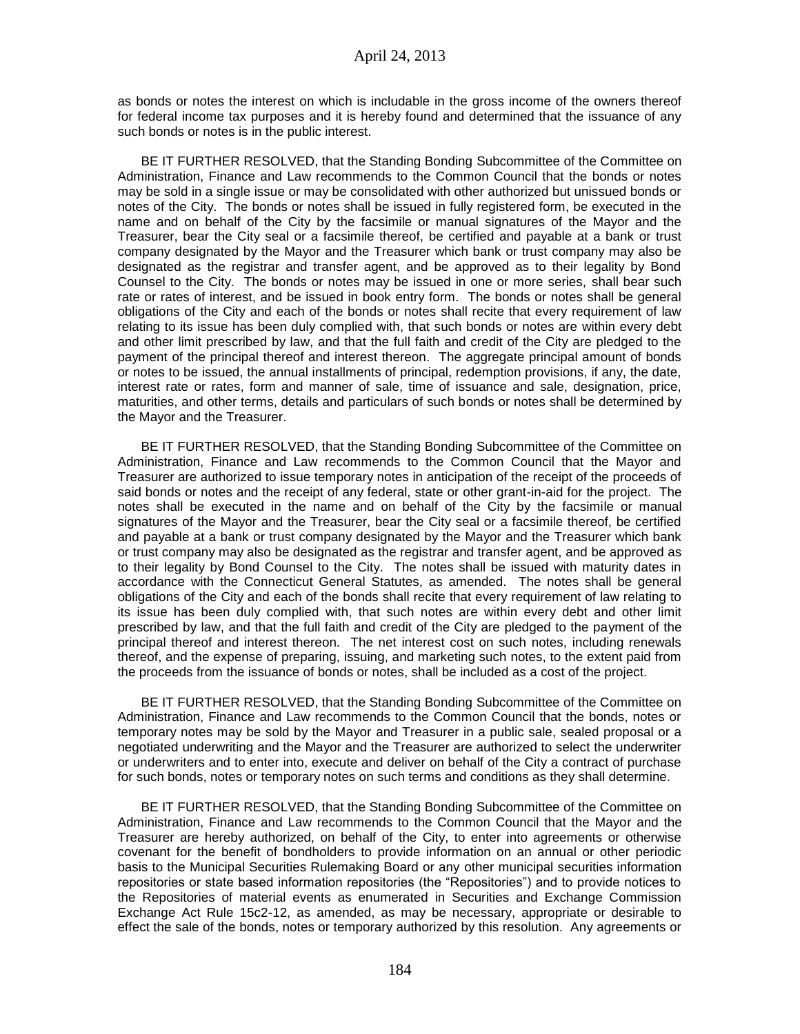as bonds or notes the interest on which is includable in the gross income of the owners thereof for federal income tax purposes and it is hereby found and determined that the issuance of any such bonds or notes is in the public interest.

BE IT FURTHER RESOLVED, that the Standing Bonding Subcommittee of the Committee on Administration, Finance and Law recommends to the Common Council that the bonds or notes may be sold in a single issue or may be consolidated with other authorized but unissued bonds or notes of the City. The bonds or notes shall be issued in fully registered form, be executed in the name and on behalf of the City by the facsimile or manual signatures of the Mayor and the Treasurer, bear the City seal or a facsimile thereof, be certified and payable at a bank or trust company designated by the Mayor and the Treasurer which bank or trust company may also be designated as the registrar and transfer agent, and be approved as to their legality by Bond Counsel to the City. The bonds or notes may be issued in one or more series, shall bear such rate or rates of interest, and be issued in book entry form. The bonds or notes shall be general obligations of the City and each of the bonds or notes shall recite that every requirement of law relating to its issue has been duly complied with, that such bonds or notes are within every debt and other limit prescribed by law, and that the full faith and credit of the City are pledged to the payment of the principal thereof and interest thereon. The aggregate principal amount of bonds or notes to be issued, the annual installments of principal, redemption provisions, if any, the date, interest rate or rates, form and manner of sale, time of issuance and sale, designation, price, maturities, and other terms, details and particulars of such bonds or notes shall be determined by the Mayor and the Treasurer.

BE IT FURTHER RESOLVED, that the Standing Bonding Subcommittee of the Committee on Administration, Finance and Law recommends to the Common Council that the Mayor and Treasurer are authorized to issue temporary notes in anticipation of the receipt of the proceeds of said bonds or notes and the receipt of any federal, state or other grant-in-aid for the project. The notes shall be executed in the name and on behalf of the City by the facsimile or manual signatures of the Mayor and the Treasurer, bear the City seal or a facsimile thereof, be certified and payable at a bank or trust company designated by the Mayor and the Treasurer which bank or trust company may also be designated as the registrar and transfer agent, and be approved as to their legality by Bond Counsel to the City. The notes shall be issued with maturity dates in accordance with the Connecticut General Statutes, as amended. The notes shall be general obligations of the City and each of the bonds shall recite that every requirement of law relating to its issue has been duly complied with, that such notes are within every debt and other limit prescribed by law, and that the full faith and credit of the City are pledged to the payment of the principal thereof and interest thereon. The net interest cost on such notes, including renewals thereof, and the expense of preparing, issuing, and marketing such notes, to the extent paid from the proceeds from the issuance of bonds or notes, shall be included as a cost of the project.

BE IT FURTHER RESOLVED, that the Standing Bonding Subcommittee of the Committee on Administration, Finance and Law recommends to the Common Council that the bonds, notes or temporary notes may be sold by the Mayor and Treasurer in a public sale, sealed proposal or a negotiated underwriting and the Mayor and the Treasurer are authorized to select the underwriter or underwriters and to enter into, execute and deliver on behalf of the City a contract of purchase for such bonds, notes or temporary notes on such terms and conditions as they shall determine.

BE IT FURTHER RESOLVED, that the Standing Bonding Subcommittee of the Committee on Administration, Finance and Law recommends to the Common Council that the Mayor and the Treasurer are hereby authorized, on behalf of the City, to enter into agreements or otherwise covenant for the benefit of bondholders to provide information on an annual or other periodic basis to the Municipal Securities Rulemaking Board or any other municipal securities information repositories or state based information repositories (the "Repositories") and to provide notices to the Repositories of material events as enumerated in Securities and Exchange Commission Exchange Act Rule 15c2-12, as amended, as may be necessary, appropriate or desirable to effect the sale of the bonds, notes or temporary authorized by this resolution. Any agreements or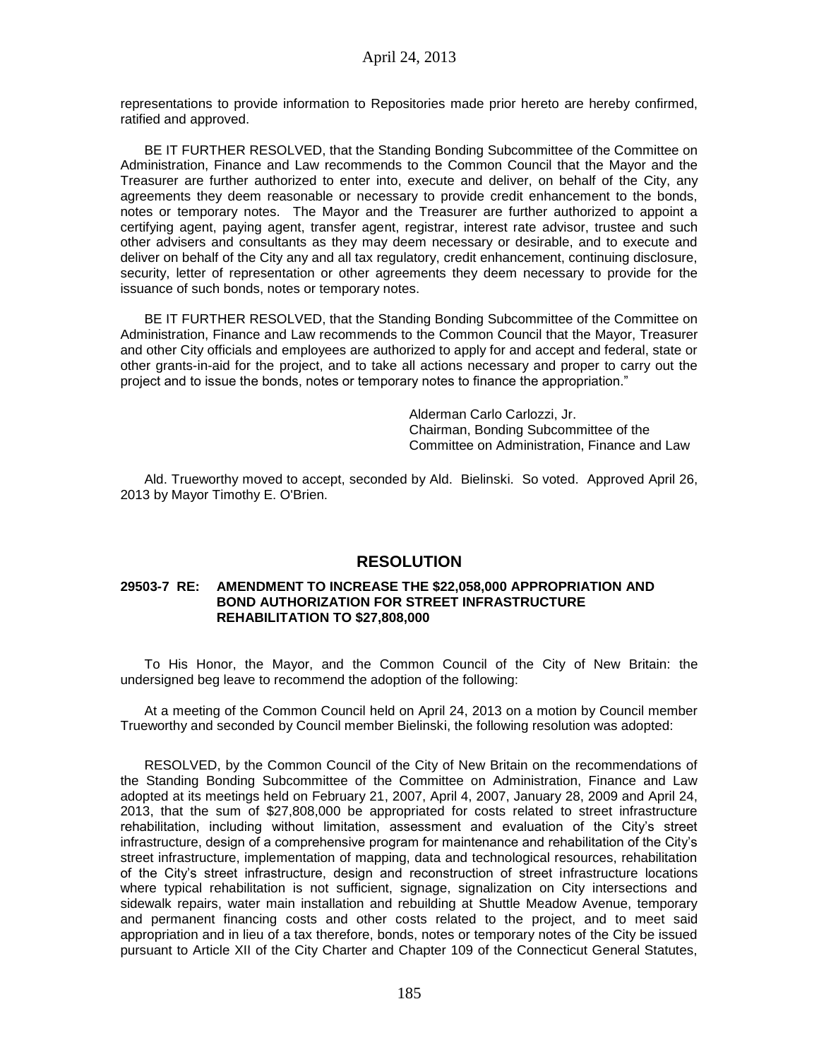representations to provide information to Repositories made prior hereto are hereby confirmed, ratified and approved.

BE IT FURTHER RESOLVED, that the Standing Bonding Subcommittee of the Committee on Administration, Finance and Law recommends to the Common Council that the Mayor and the Treasurer are further authorized to enter into, execute and deliver, on behalf of the City, any agreements they deem reasonable or necessary to provide credit enhancement to the bonds, notes or temporary notes. The Mayor and the Treasurer are further authorized to appoint a certifying agent, paying agent, transfer agent, registrar, interest rate advisor, trustee and such other advisers and consultants as they may deem necessary or desirable, and to execute and deliver on behalf of the City any and all tax regulatory, credit enhancement, continuing disclosure, security, letter of representation or other agreements they deem necessary to provide for the issuance of such bonds, notes or temporary notes.

BE IT FURTHER RESOLVED, that the Standing Bonding Subcommittee of the Committee on Administration, Finance and Law recommends to the Common Council that the Mayor, Treasurer and other City officials and employees are authorized to apply for and accept and federal, state or other grants-in-aid for the project, and to take all actions necessary and proper to carry out the project and to issue the bonds, notes or temporary notes to finance the appropriation."

Alderman Carlo Carlozzi, Jr.
Chairman, Bonding Subcommittee of the
Committee on Administration, Finance and Law

Ald. Trueworthy moved to accept, seconded by Ald. Bielinski. So voted. Approved April 26, 2013 by Mayor Timothy E. O'Brien.

## RESOLUTION

**29503-7 RE: AMENDMENT TO INCREASE THE $22,058,000 APPROPRIATION AND BOND AUTHORIZATION FOR STREET INFRASTRUCTURE REHABILITATION TO $27,808,000**

To His Honor, the Mayor, and the Common Council of the City of New Britain: the undersigned beg leave to recommend the adoption of the following:

At a meeting of the Common Council held on April 24, 2013 on a motion by Council member Trueworthy and seconded by Council member Bielinski, the following resolution was adopted:

RESOLVED, by the Common Council of the City of New Britain on the recommendations of the Standing Bonding Subcommittee of the Committee on Administration, Finance and Law adopted at its meetings held on February 21, 2007, April 4, 2007, January 28, 2009 and April 24, 2013, that the sum of $27,808,000 be appropriated for costs related to street infrastructure rehabilitation, including without limitation, assessment and evaluation of the City's street infrastructure, design of a comprehensive program for maintenance and rehabilitation of the City's street infrastructure, implementation of mapping, data and technological resources, rehabilitation of the City's street infrastructure, design and reconstruction of street infrastructure locations where typical rehabilitation is not sufficient, signage, signalization on City intersections and sidewalk repairs, water main installation and rebuilding at Shuttle Meadow Avenue, temporary and permanent financing costs and other costs related to the project, and to meet said appropriation and in lieu of a tax therefore, bonds, notes or temporary notes of the City be issued pursuant to Article XII of the City Charter and Chapter 109 of the Connecticut General Statutes,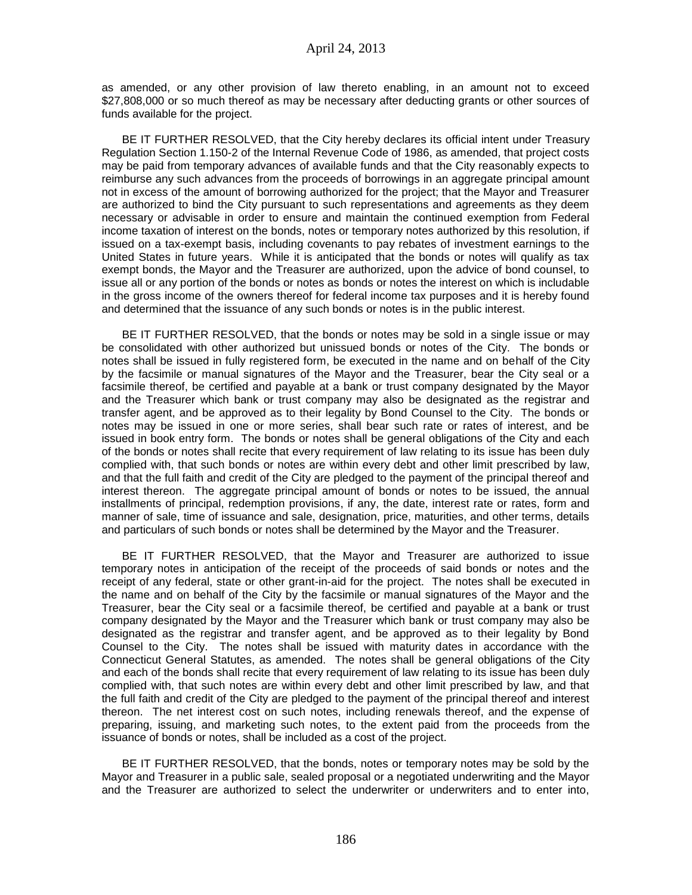as amended, or any other provision of law thereto enabling, in an amount not to exceed $27,808,000 or so much thereof as may be necessary after deducting grants or other sources of funds available for the project.

BE IT FURTHER RESOLVED, that the City hereby declares its official intent under Treasury Regulation Section 1.150-2 of the Internal Revenue Code of 1986, as amended, that project costs may be paid from temporary advances of available funds and that the City reasonably expects to reimburse any such advances from the proceeds of borrowings in an aggregate principal amount not in excess of the amount of borrowing authorized for the project; that the Mayor and Treasurer are authorized to bind the City pursuant to such representations and agreements as they deem necessary or advisable in order to ensure and maintain the continued exemption from Federal income taxation of interest on the bonds, notes or temporary notes authorized by this resolution, if issued on a tax-exempt basis, including covenants to pay rebates of investment earnings to the United States in future years. While it is anticipated that the bonds or notes will qualify as tax exempt bonds, the Mayor and the Treasurer are authorized, upon the advice of bond counsel, to issue all or any portion of the bonds or notes as bonds or notes the interest on which is includable in the gross income of the owners thereof for federal income tax purposes and it is hereby found and determined that the issuance of any such bonds or notes is in the public interest.

BE IT FURTHER RESOLVED, that the bonds or notes may be sold in a single issue or may be consolidated with other authorized but unissued bonds or notes of the City. The bonds or notes shall be issued in fully registered form, be executed in the name and on behalf of the City by the facsimile or manual signatures of the Mayor and the Treasurer, bear the City seal or a facsimile thereof, be certified and payable at a bank or trust company designated by the Mayor and the Treasurer which bank or trust company may also be designated as the registrar and transfer agent, and be approved as to their legality by Bond Counsel to the City. The bonds or notes may be issued in one or more series, shall bear such rate or rates of interest, and be issued in book entry form. The bonds or notes shall be general obligations of the City and each of the bonds or notes shall recite that every requirement of law relating to its issue has been duly complied with, that such bonds or notes are within every debt and other limit prescribed by law, and that the full faith and credit of the City are pledged to the payment of the principal thereof and interest thereon. The aggregate principal amount of bonds or notes to be issued, the annual installments of principal, redemption provisions, if any, the date, interest rate or rates, form and manner of sale, time of issuance and sale, designation, price, maturities, and other terms, details and particulars of such bonds or notes shall be determined by the Mayor and the Treasurer.

BE IT FURTHER RESOLVED, that the Mayor and Treasurer are authorized to issue temporary notes in anticipation of the receipt of the proceeds of said bonds or notes and the receipt of any federal, state or other grant-in-aid for the project. The notes shall be executed in the name and on behalf of the City by the facsimile or manual signatures of the Mayor and the Treasurer, bear the City seal or a facsimile thereof, be certified and payable at a bank or trust company designated by the Mayor and the Treasurer which bank or trust company may also be designated as the registrar and transfer agent, and be approved as to their legality by Bond Counsel to the City. The notes shall be issued with maturity dates in accordance with the Connecticut General Statutes, as amended. The notes shall be general obligations of the City and each of the bonds shall recite that every requirement of law relating to its issue has been duly complied with, that such notes are within every debt and other limit prescribed by law, and that the full faith and credit of the City are pledged to the payment of the principal thereof and interest thereon. The net interest cost on such notes, including renewals thereof, and the expense of preparing, issuing, and marketing such notes, to the extent paid from the proceeds from the issuance of bonds or notes, shall be included as a cost of the project.

BE IT FURTHER RESOLVED, that the bonds, notes or temporary notes may be sold by the Mayor and Treasurer in a public sale, sealed proposal or a negotiated underwriting and the Mayor and the Treasurer are authorized to select the underwriter or underwriters and to enter into,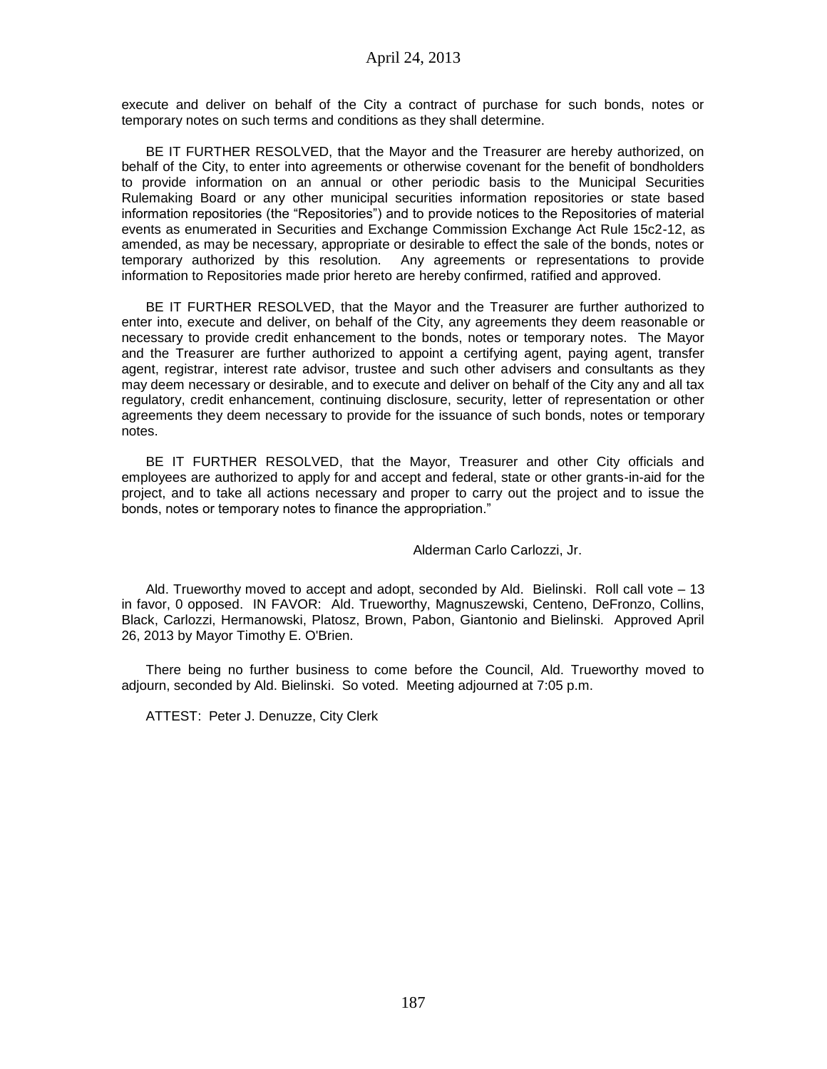execute and deliver on behalf of the City a contract of purchase for such bonds, notes or temporary notes on such terms and conditions as they shall determine.

BE IT FURTHER RESOLVED, that the Mayor and the Treasurer are hereby authorized, on behalf of the City, to enter into agreements or otherwise covenant for the benefit of bondholders to provide information on an annual or other periodic basis to the Municipal Securities Rulemaking Board or any other municipal securities information repositories or state based information repositories (the "Repositories") and to provide notices to the Repositories of material events as enumerated in Securities and Exchange Commission Exchange Act Rule 15c2-12, as amended, as may be necessary, appropriate or desirable to effect the sale of the bonds, notes or temporary authorized by this resolution. Any agreements or representations to provide information to Repositories made prior hereto are hereby confirmed, ratified and approved.

BE IT FURTHER RESOLVED, that the Mayor and the Treasurer are further authorized to enter into, execute and deliver, on behalf of the City, any agreements they deem reasonable or necessary to provide credit enhancement to the bonds, notes or temporary notes. The Mayor and the Treasurer are further authorized to appoint a certifying agent, paying agent, transfer agent, registrar, interest rate advisor, trustee and such other advisers and consultants as they may deem necessary or desirable, and to execute and deliver on behalf of the City any and all tax regulatory, credit enhancement, continuing disclosure, security, letter of representation or other agreements they deem necessary to provide for the issuance of such bonds, notes or temporary notes.

BE IT FURTHER RESOLVED, that the Mayor, Treasurer and other City officials and employees are authorized to apply for and accept and federal, state or other grants-in-aid for the project, and to take all actions necessary and proper to carry out the project and to issue the bonds, notes or temporary notes to finance the appropriation."

Alderman Carlo Carlozzi, Jr.

Ald. Trueworthy moved to accept and adopt, seconded by Ald. Bielinski. Roll call vote – 13 in favor, 0 opposed. IN FAVOR: Ald. Trueworthy, Magnuszewski, Centeno, DeFronzo, Collins, Black, Carlozzi, Hermanowski, Platosz, Brown, Pabon, Giantonio and Bielinski. Approved April 26, 2013 by Mayor Timothy E. O'Brien.

There being no further business to come before the Council, Ald. Trueworthy moved to adjourn, seconded by Ald. Bielinski. So voted. Meeting adjourned at 7:05 p.m.

ATTEST: Peter J. Denuzze, City Clerk